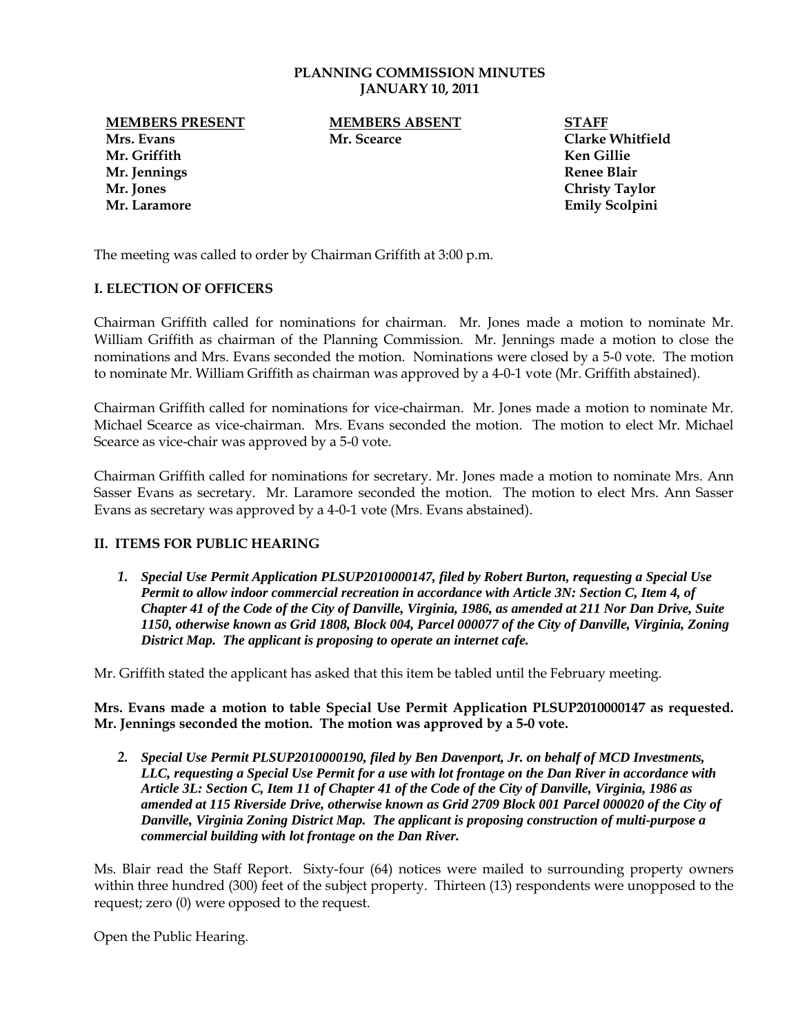# PLANNING COMMISSION MINUTES
## JANUARY 10, 2011

| MEMBERS PRESENT | MEMBERS ABSENT | STAFF |
|---|---|---|
| Mrs. Evans | Mr. Scearce | Clarke Whitfield |
| Mr. Griffith | | Ken Gillie |
| Mr. Jennings | | Renee Blair |
| Mr. Jones | | Christy Taylor |
| Mr. Laramore | | Emily Scolpini |

The meeting was called to order by Chairman Griffith at 3:00 p.m.

### I. ELECTION OF OFFICERS

Chairman Griffith called for nominations for chairman. Mr. Jones made a motion to nominate Mr. William Griffith as chairman of the Planning Commission. Mr. Jennings made a motion to close the nominations and Mrs. Evans seconded the motion. Nominations were closed by a 5-0 vote. The motion to nominate Mr. William Griffith as chairman was approved by a 4-0-1 vote (Mr. Griffith abstained).

Chairman Griffith called for nominations for vice-chairman. Mr. Jones made a motion to nominate Mr. Michael Scearce as vice-chairman. Mrs. Evans seconded the motion. The motion to elect Mr. Michael Scearce as vice-chair was approved by a 5-0 vote.

Chairman Griffith called for nominations for secretary. Mr. Jones made a motion to nominate Mrs. Ann Sasser Evans as secretary. Mr. Laramore seconded the motion. The motion to elect Mrs. Ann Sasser Evans as secretary was approved by a 4-0-1 vote (Mrs. Evans abstained).

### II. ITEMS FOR PUBLIC HEARING

1. ***Special Use Permit Application PLSUP2010000147, filed by Robert Burton, requesting a Special Use Permit to allow indoor commercial recreation in accordance with Article 3N: Section C, Item 4, of Chapter 41 of the Code of the City of Danville, Virginia, 1986, as amended at 211 Nor Dan Drive, Suite 1150, otherwise known as Grid 1808, Block 004, Parcel 000077 of the City of Danville, Virginia, Zoning District Map. The applicant is proposing to operate an internet cafe.***

Mr. Griffith stated the applicant has asked that this item be tabled until the February meeting.

**Mrs. Evans made a motion to table Special Use Permit Application PLSUP2010000147 as requested. Mr. Jennings seconded the motion. The motion was approved by a 5-0 vote.**

2. ***Special Use Permit PLSUP2010000190, filed by Ben Davenport, Jr. on behalf of MCD Investments, LLC, requesting a Special Use Permit for a use with lot frontage on the Dan River in accordance with Article 3L: Section C, Item 11 of Chapter 41 of the Code of the City of Danville, Virginia, 1986 as amended at 115 Riverside Drive, otherwise known as Grid 2709 Block 001 Parcel 000020 of the City of Danville, Virginia Zoning District Map. The applicant is proposing construction of multi-purpose a commercial building with lot frontage on the Dan River.***

Ms. Blair read the Staff Report. Sixty-four (64) notices were mailed to surrounding property owners within three hundred (300) feet of the subject property. Thirteen (13) respondents were unopposed to the request; zero (0) were opposed to the request.

Open the Public Hearing.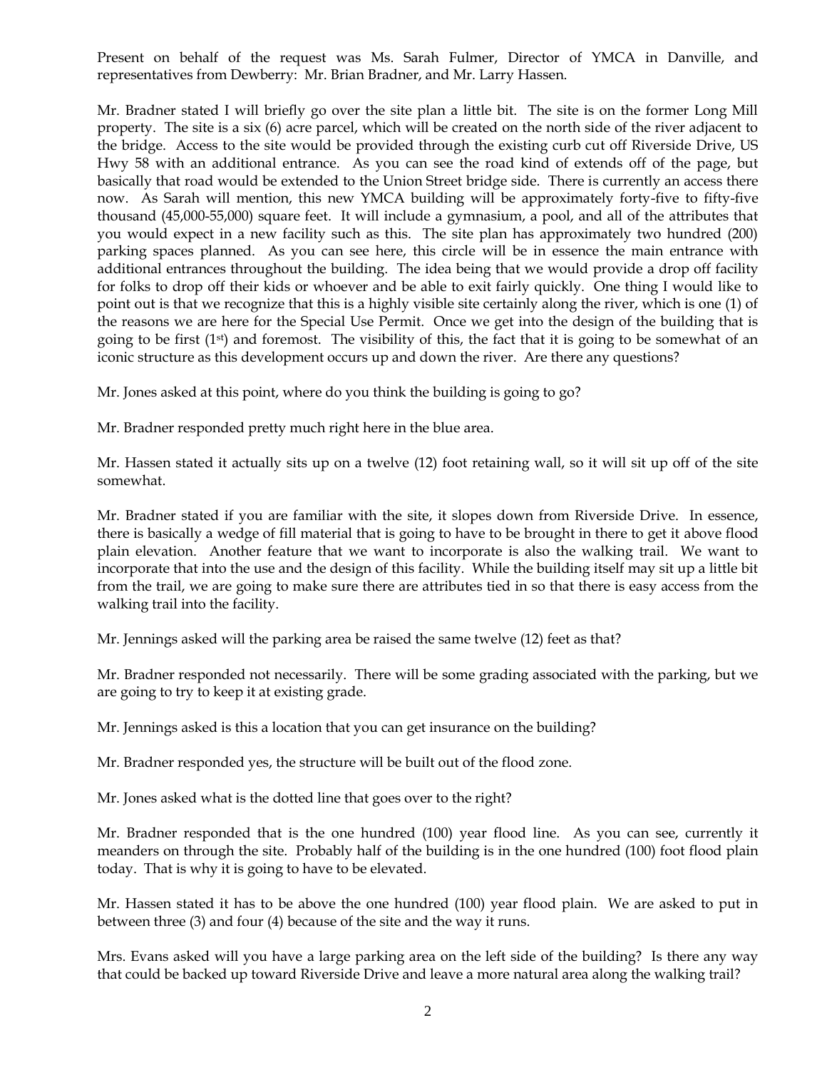Present on behalf of the request was Ms. Sarah Fulmer, Director of YMCA in Danville, and representatives from Dewberry: Mr. Brian Bradner, and Mr. Larry Hassen.

Mr. Bradner stated I will briefly go over the site plan a little bit. The site is on the former Long Mill property. The site is a six (6) acre parcel, which will be created on the north side of the river adjacent to the bridge. Access to the site would be provided through the existing curb cut off Riverside Drive, US Hwy 58 with an additional entrance. As you can see the road kind of extends off of the page, but basically that road would be extended to the Union Street bridge side. There is currently an access there now. As Sarah will mention, this new YMCA building will be approximately forty-five to fifty-five thousand (45,000-55,000) square feet. It will include a gymnasium, a pool, and all of the attributes that you would expect in a new facility such as this. The site plan has approximately two hundred (200) parking spaces planned. As you can see here, this circle will be in essence the main entrance with additional entrances throughout the building. The idea being that we would provide a drop off facility for folks to drop off their kids or whoever and be able to exit fairly quickly. One thing I would like to point out is that we recognize that this is a highly visible site certainly along the river, which is one (1) of the reasons we are here for the Special Use Permit. Once we get into the design of the building that is going to be first (1st) and foremost. The visibility of this, the fact that it is going to be somewhat of an iconic structure as this development occurs up and down the river. Are there any questions?

Mr. Jones asked at this point, where do you think the building is going to go?

Mr. Bradner responded pretty much right here in the blue area.

Mr. Hassen stated it actually sits up on a twelve (12) foot retaining wall, so it will sit up off of the site somewhat.

Mr. Bradner stated if you are familiar with the site, it slopes down from Riverside Drive. In essence, there is basically a wedge of fill material that is going to have to be brought in there to get it above flood plain elevation. Another feature that we want to incorporate is also the walking trail. We want to incorporate that into the use and the design of this facility. While the building itself may sit up a little bit from the trail, we are going to make sure there are attributes tied in so that there is easy access from the walking trail into the facility.

Mr. Jennings asked will the parking area be raised the same twelve (12) feet as that?

Mr. Bradner responded not necessarily. There will be some grading associated with the parking, but we are going to try to keep it at existing grade.

Mr. Jennings asked is this a location that you can get insurance on the building?

Mr. Bradner responded yes, the structure will be built out of the flood zone.

Mr. Jones asked what is the dotted line that goes over to the right?

Mr. Bradner responded that is the one hundred (100) year flood line. As you can see, currently it meanders on through the site. Probably half of the building is in the one hundred (100) foot flood plain today. That is why it is going to have to be elevated.

Mr. Hassen stated it has to be above the one hundred (100) year flood plain. We are asked to put in between three (3) and four (4) because of the site and the way it runs.

Mrs. Evans asked will you have a large parking area on the left side of the building? Is there any way that could be backed up toward Riverside Drive and leave a more natural area along the walking trail?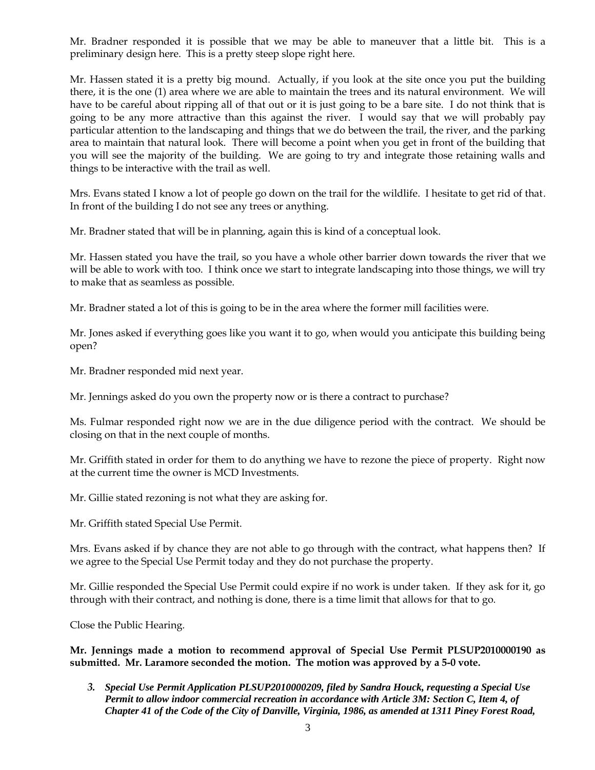Mr. Bradner responded it is possible that we may be able to maneuver that a little bit. This is a preliminary design here. This is a pretty steep slope right here.

Mr. Hassen stated it is a pretty big mound. Actually, if you look at the site once you put the building there, it is the one (1) area where we are able to maintain the trees and its natural environment. We will have to be careful about ripping all of that out or it is just going to be a bare site. I do not think that is going to be any more attractive than this against the river. I would say that we will probably pay particular attention to the landscaping and things that we do between the trail, the river, and the parking area to maintain that natural look. There will become a point when you get in front of the building that you will see the majority of the building. We are going to try and integrate those retaining walls and things to be interactive with the trail as well.

Mrs. Evans stated I know a lot of people go down on the trail for the wildlife. I hesitate to get rid of that. In front of the building I do not see any trees or anything.

Mr. Bradner stated that will be in planning, again this is kind of a conceptual look.

Mr. Hassen stated you have the trail, so you have a whole other barrier down towards the river that we will be able to work with too. I think once we start to integrate landscaping into those things, we will try to make that as seamless as possible.

Mr. Bradner stated a lot of this is going to be in the area where the former mill facilities were.

Mr. Jones asked if everything goes like you want it to go, when would you anticipate this building being open?

Mr. Bradner responded mid next year.

Mr. Jennings asked do you own the property now or is there a contract to purchase?

Ms. Fulmar responded right now we are in the due diligence period with the contract. We should be closing on that in the next couple of months.

Mr. Griffith stated in order for them to do anything we have to rezone the piece of property. Right now at the current time the owner is MCD Investments.

Mr. Gillie stated rezoning is not what they are asking for.

Mr. Griffith stated Special Use Permit.

Mrs. Evans asked if by chance they are not able to go through with the contract, what happens then? If we agree to the Special Use Permit today and they do not purchase the property.

Mr. Gillie responded the Special Use Permit could expire if no work is under taken. If they ask for it, go through with their contract, and nothing is done, there is a time limit that allows for that to go.

Close the Public Hearing.

**Mr. Jennings made a motion to recommend approval of Special Use Permit PLSUP2010000190 as submitted. Mr. Laramore seconded the motion. The motion was approved by a 5-0 vote.**

3. ***Special Use Permit Application PLSUP2010000209, filed by Sandra Houck, requesting a Special Use Permit to allow indoor commercial recreation in accordance with Article 3M: Section C, Item 4, of Chapter 41 of the Code of the City of Danville, Virginia, 1986, as amended at 1311 Piney Forest Road,***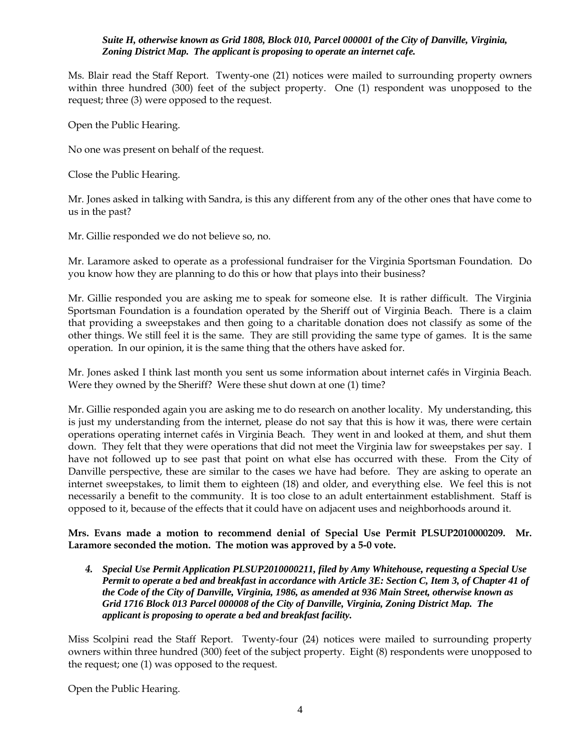***Suite H, otherwise known as Grid 1808, Block 010, Parcel 000001 of the City of Danville, Virginia, Zoning District Map. The applicant is proposing to operate an internet cafe.***

Ms. Blair read the Staff Report. Twenty-one (21) notices were mailed to surrounding property owners within three hundred (300) feet of the subject property. One (1) respondent was unopposed to the request; three (3) were opposed to the request.

Open the Public Hearing.

No one was present on behalf of the request.

Close the Public Hearing.

Mr. Jones asked in talking with Sandra, is this any different from any of the other ones that have come to us in the past?

Mr. Gillie responded we do not believe so, no.

Mr. Laramore asked to operate as a professional fundraiser for the Virginia Sportsman Foundation. Do you know how they are planning to do this or how that plays into their business?

Mr. Gillie responded you are asking me to speak for someone else. It is rather difficult. The Virginia Sportsman Foundation is a foundation operated by the Sheriff out of Virginia Beach. There is a claim that providing a sweepstakes and then going to a charitable donation does not classify as some of the other things. We still feel it is the same. They are still providing the same type of games. It is the same operation. In our opinion, it is the same thing that the others have asked for.

Mr. Jones asked I think last month you sent us some information about internet cafés in Virginia Beach. Were they owned by the Sheriff? Were these shut down at one (1) time?

Mr. Gillie responded again you are asking me to do research on another locality. My understanding, this is just my understanding from the internet, please do not say that this is how it was, there were certain operations operating internet cafés in Virginia Beach. They went in and looked at them, and shut them down. They felt that they were operations that did not meet the Virginia law for sweepstakes per say. I have not followed up to see past that point on what else has occurred with these. From the City of Danville perspective, these are similar to the cases we have had before. They are asking to operate an internet sweepstakes, to limit them to eighteen (18) and older, and everything else. We feel this is not necessarily a benefit to the community. It is too close to an adult entertainment establishment. Staff is opposed to it, because of the effects that it could have on adjacent uses and neighborhoods around it.

**Mrs. Evans made a motion to recommend denial of Special Use Permit PLSUP2010000209. Mr. Laramore seconded the motion. The motion was approved by a 5-0 vote.**

4. ***Special Use Permit Application PLSUP2010000211, filed by Amy Whitehouse, requesting a Special Use Permit to operate a bed and breakfast in accordance with Article 3E: Section C, Item 3, of Chapter 41 of the Code of the City of Danville, Virginia, 1986, as amended at 936 Main Street, otherwise known as Grid 1716 Block 013 Parcel 000008 of the City of Danville, Virginia, Zoning District Map. The applicant is proposing to operate a bed and breakfast facility.***

Miss Scolpini read the Staff Report. Twenty-four (24) notices were mailed to surrounding property owners within three hundred (300) feet of the subject property. Eight (8) respondents were unopposed to the request; one (1) was opposed to the request.

Open the Public Hearing.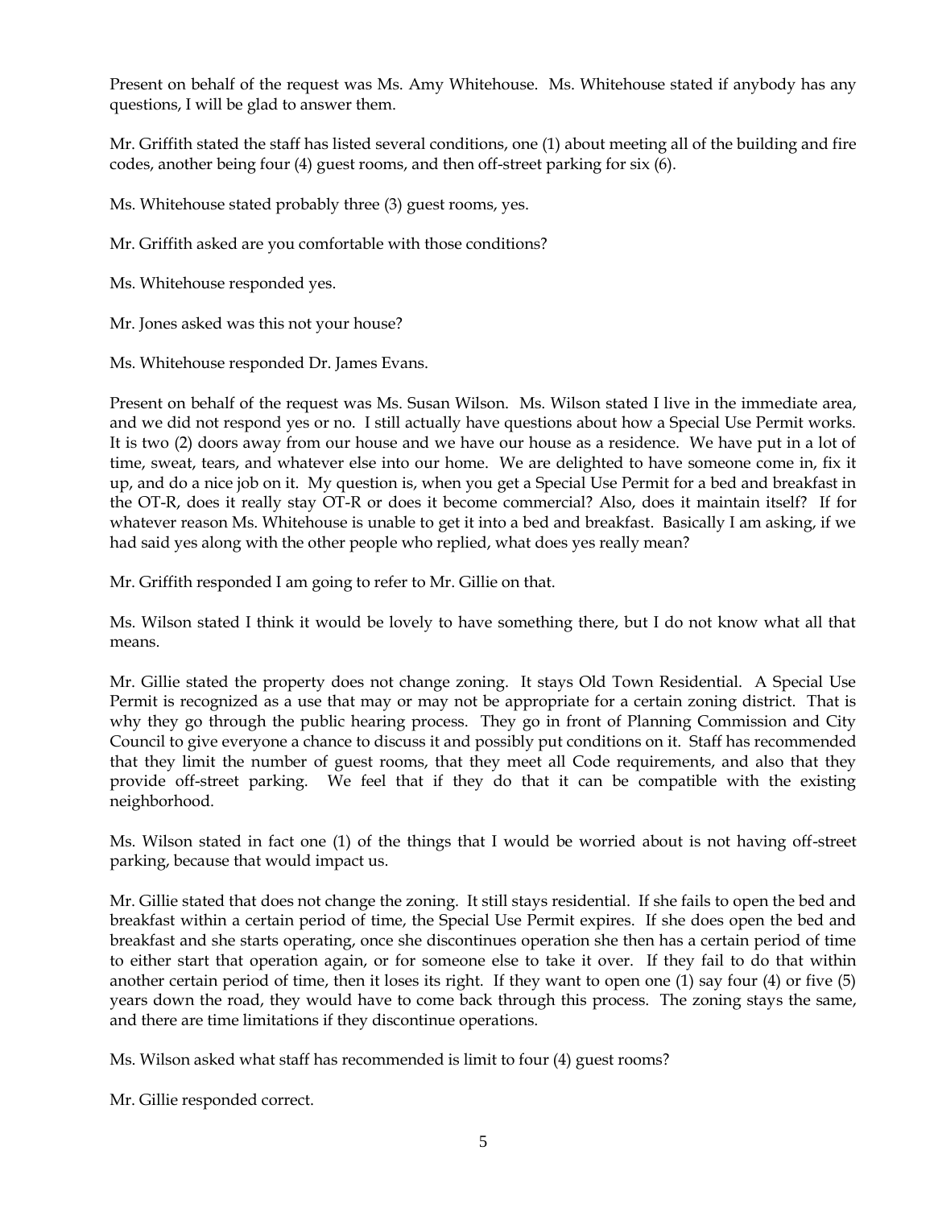Present on behalf of the request was Ms. Amy Whitehouse. Ms. Whitehouse stated if anybody has any questions, I will be glad to answer them.

Mr. Griffith stated the staff has listed several conditions, one (1) about meeting all of the building and fire codes, another being four (4) guest rooms, and then off-street parking for six (6).

Ms. Whitehouse stated probably three (3) guest rooms, yes.

Mr. Griffith asked are you comfortable with those conditions?

Ms. Whitehouse responded yes.

Mr. Jones asked was this not your house?

Ms. Whitehouse responded Dr. James Evans.

Present on behalf of the request was Ms. Susan Wilson. Ms. Wilson stated I live in the immediate area, and we did not respond yes or no. I still actually have questions about how a Special Use Permit works. It is two (2) doors away from our house and we have our house as a residence. We have put in a lot of time, sweat, tears, and whatever else into our home. We are delighted to have someone come in, fix it up, and do a nice job on it. My question is, when you get a Special Use Permit for a bed and breakfast in the OT-R, does it really stay OT-R or does it become commercial? Also, does it maintain itself? If for whatever reason Ms. Whitehouse is unable to get it into a bed and breakfast. Basically I am asking, if we had said yes along with the other people who replied, what does yes really mean?

Mr. Griffith responded I am going to refer to Mr. Gillie on that.

Ms. Wilson stated I think it would be lovely to have something there, but I do not know what all that means.

Mr. Gillie stated the property does not change zoning. It stays Old Town Residential. A Special Use Permit is recognized as a use that may or may not be appropriate for a certain zoning district. That is why they go through the public hearing process. They go in front of Planning Commission and City Council to give everyone a chance to discuss it and possibly put conditions on it. Staff has recommended that they limit the number of guest rooms, that they meet all Code requirements, and also that they provide off-street parking. We feel that if they do that it can be compatible with the existing neighborhood.

Ms. Wilson stated in fact one (1) of the things that I would be worried about is not having off-street parking, because that would impact us.

Mr. Gillie stated that does not change the zoning. It still stays residential. If she fails to open the bed and breakfast within a certain period of time, the Special Use Permit expires. If she does open the bed and breakfast and she starts operating, once she discontinues operation she then has a certain period of time to either start that operation again, or for someone else to take it over. If they fail to do that within another certain period of time, then it loses its right. If they want to open one (1) say four (4) or five (5) years down the road, they would have to come back through this process. The zoning stays the same, and there are time limitations if they discontinue operations.

Ms. Wilson asked what staff has recommended is limit to four (4) guest rooms?

Mr. Gillie responded correct.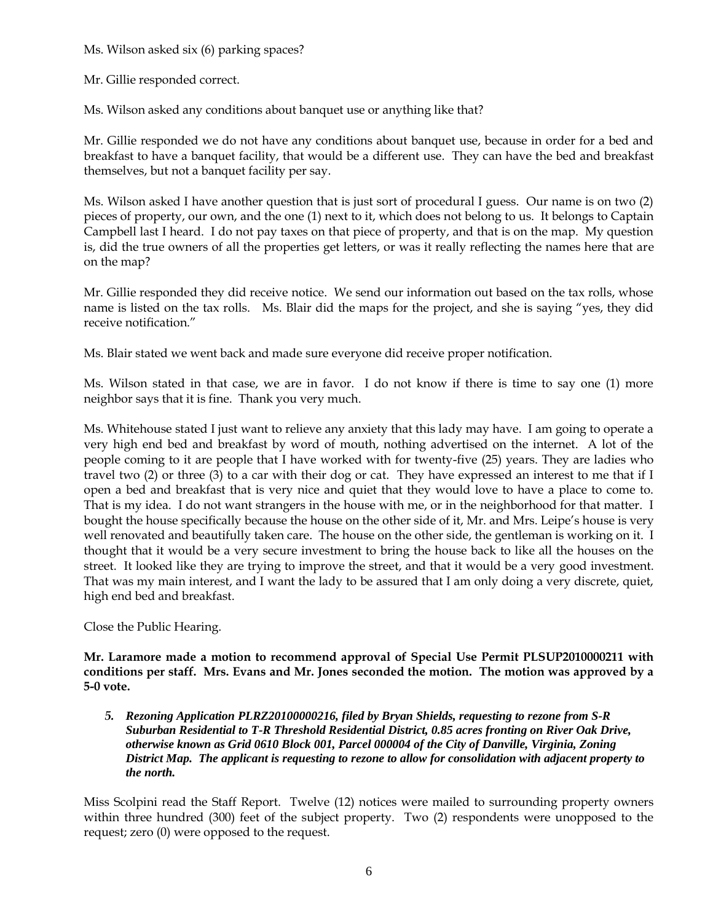Ms. Wilson asked six (6) parking spaces?

Mr. Gillie responded correct.

Ms. Wilson asked any conditions about banquet use or anything like that?

Mr. Gillie responded we do not have any conditions about banquet use, because in order for a bed and breakfast to have a banquet facility, that would be a different use. They can have the bed and breakfast themselves, but not a banquet facility per say.

Ms. Wilson asked I have another question that is just sort of procedural I guess. Our name is on two (2) pieces of property, our own, and the one (1) next to it, which does not belong to us. It belongs to Captain Campbell last I heard. I do not pay taxes on that piece of property, and that is on the map. My question is, did the true owners of all the properties get letters, or was it really reflecting the names here that are on the map?

Mr. Gillie responded they did receive notice. We send our information out based on the tax rolls, whose name is listed on the tax rolls. Ms. Blair did the maps for the project, and she is saying "yes, they did receive notification."

Ms. Blair stated we went back and made sure everyone did receive proper notification.

Ms. Wilson stated in that case, we are in favor. I do not know if there is time to say one (1) more neighbor says that it is fine. Thank you very much.

Ms. Whitehouse stated I just want to relieve any anxiety that this lady may have. I am going to operate a very high end bed and breakfast by word of mouth, nothing advertised on the internet. A lot of the people coming to it are people that I have worked with for twenty-five (25) years. They are ladies who travel two (2) or three (3) to a car with their dog or cat. They have expressed an interest to me that if I open a bed and breakfast that is very nice and quiet that they would love to have a place to come to. That is my idea. I do not want strangers in the house with me, or in the neighborhood for that matter. I bought the house specifically because the house on the other side of it, Mr. and Mrs. Leipe's house is very well renovated and beautifully taken care. The house on the other side, the gentleman is working on it. I thought that it would be a very secure investment to bring the house back to like all the houses on the street. It looked like they are trying to improve the street, and that it would be a very good investment. That was my main interest, and I want the lady to be assured that I am only doing a very discrete, quiet, high end bed and breakfast.

Close the Public Hearing.

**Mr. Laramore made a motion to recommend approval of Special Use Permit PLSUP2010000211 with conditions per staff. Mrs. Evans and Mr. Jones seconded the motion. The motion was approved by a 5-0 vote.**

5. ***Rezoning Application PLRZ20100000216, filed by Bryan Shields, requesting to rezone from S-R Suburban Residential to T-R Threshold Residential District, 0.85 acres fronting on River Oak Drive, otherwise known as Grid 0610 Block 001, Parcel 000004 of the City of Danville, Virginia, Zoning District Map. The applicant is requesting to rezone to allow for consolidation with adjacent property to the north.***

Miss Scolpini read the Staff Report. Twelve (12) notices were mailed to surrounding property owners within three hundred (300) feet of the subject property. Two (2) respondents were unopposed to the request; zero (0) were opposed to the request.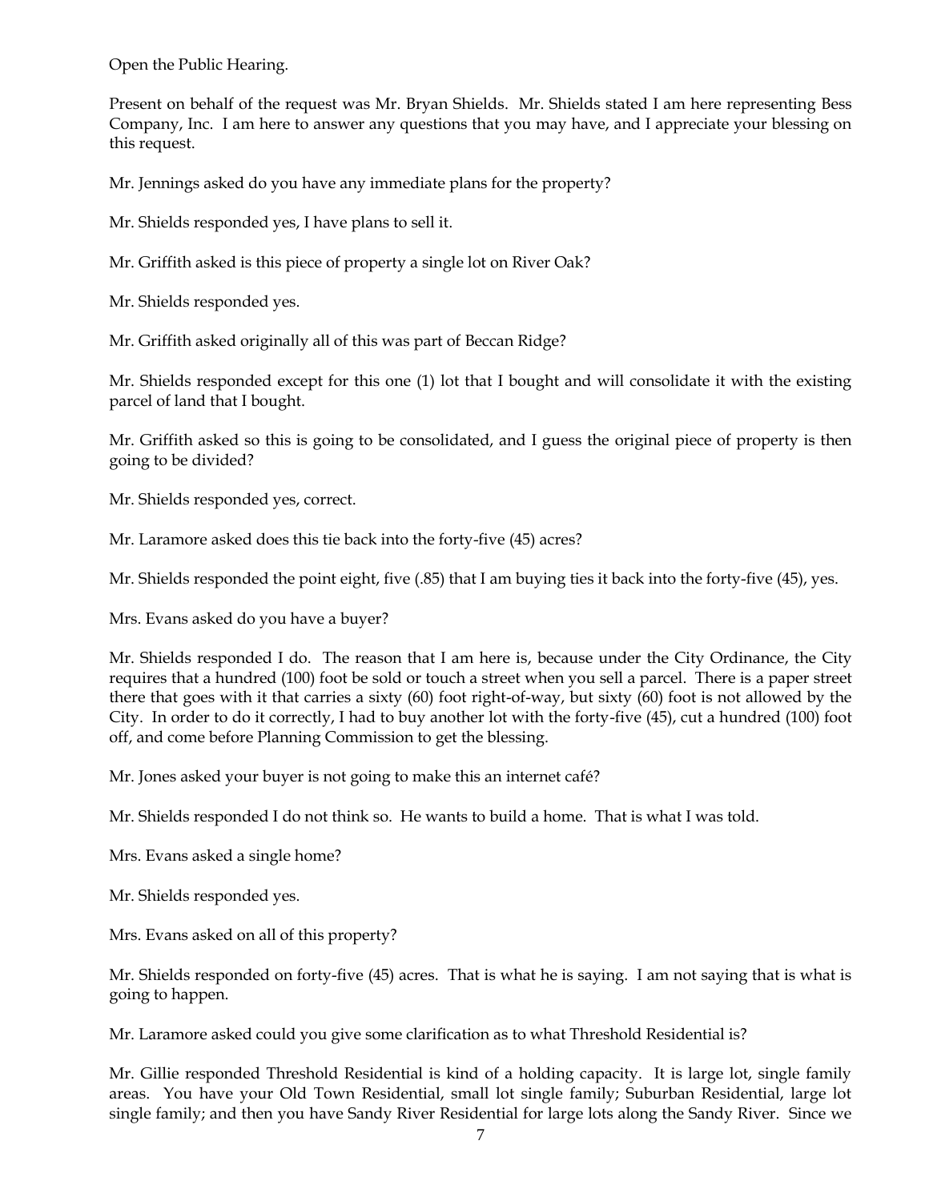Open the Public Hearing.

Present on behalf of the request was Mr. Bryan Shields. Mr. Shields stated I am here representing Bess Company, Inc. I am here to answer any questions that you may have, and I appreciate your blessing on this request.

Mr. Jennings asked do you have any immediate plans for the property?

Mr. Shields responded yes, I have plans to sell it.

Mr. Griffith asked is this piece of property a single lot on River Oak?

Mr. Shields responded yes.

Mr. Griffith asked originally all of this was part of Beccan Ridge?

Mr. Shields responded except for this one (1) lot that I bought and will consolidate it with the existing parcel of land that I bought.

Mr. Griffith asked so this is going to be consolidated, and I guess the original piece of property is then going to be divided?

Mr. Shields responded yes, correct.

Mr. Laramore asked does this tie back into the forty-five (45) acres?

Mr. Shields responded the point eight, five (.85) that I am buying ties it back into the forty-five (45), yes.

Mrs. Evans asked do you have a buyer?

Mr. Shields responded I do. The reason that I am here is, because under the City Ordinance, the City requires that a hundred (100) foot be sold or touch a street when you sell a parcel. There is a paper street there that goes with it that carries a sixty (60) foot right-of-way, but sixty (60) foot is not allowed by the City. In order to do it correctly, I had to buy another lot with the forty-five (45), cut a hundred (100) foot off, and come before Planning Commission to get the blessing.

Mr. Jones asked your buyer is not going to make this an internet café?

Mr. Shields responded I do not think so. He wants to build a home. That is what I was told.

Mrs. Evans asked a single home?

Mr. Shields responded yes.

Mrs. Evans asked on all of this property?

Mr. Shields responded on forty-five (45) acres. That is what he is saying. I am not saying that is what is going to happen.

Mr. Laramore asked could you give some clarification as to what Threshold Residential is?

Mr. Gillie responded Threshold Residential is kind of a holding capacity. It is large lot, single family areas. You have your Old Town Residential, small lot single family; Suburban Residential, large lot single family; and then you have Sandy River Residential for large lots along the Sandy River. Since we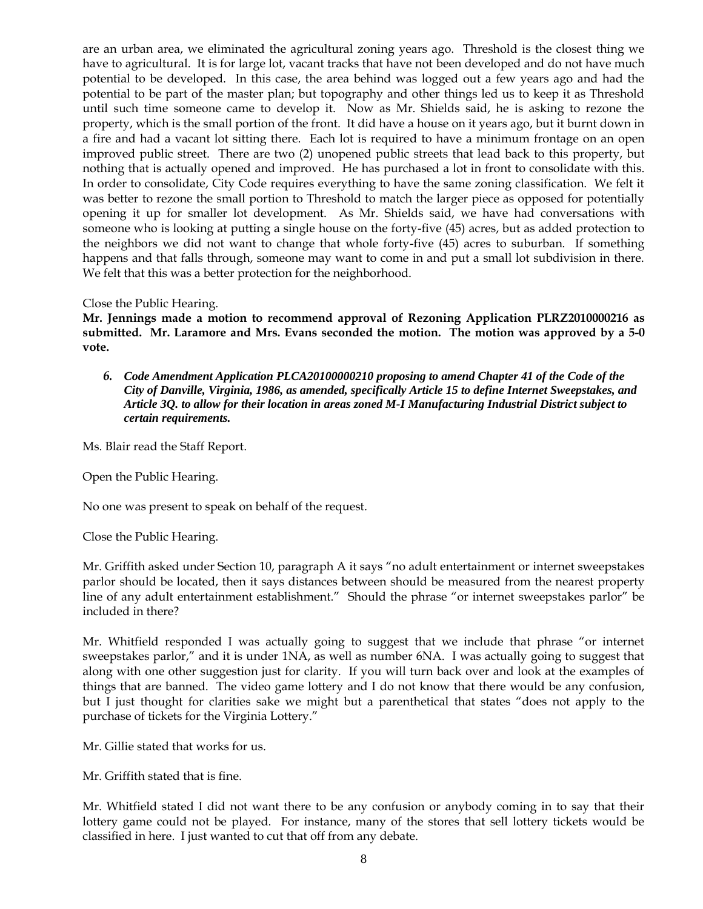are an urban area, we eliminated the agricultural zoning years ago. Threshold is the closest thing we have to agricultural. It is for large lot, vacant tracks that have not been developed and do not have much potential to be developed. In this case, the area behind was logged out a few years ago and had the potential to be part of the master plan; but topography and other things led us to keep it as Threshold until such time someone came to develop it. Now as Mr. Shields said, he is asking to rezone the property, which is the small portion of the front. It did have a house on it years ago, but it burnt down in a fire and had a vacant lot sitting there. Each lot is required to have a minimum frontage on an open improved public street. There are two (2) unopened public streets that lead back to this property, but nothing that is actually opened and improved. He has purchased a lot in front to consolidate with this. In order to consolidate, City Code requires everything to have the same zoning classification. We felt it was better to rezone the small portion to Threshold to match the larger piece as opposed for potentially opening it up for smaller lot development. As Mr. Shields said, we have had conversations with someone who is looking at putting a single house on the forty-five (45) acres, but as added protection to the neighbors we did not want to change that whole forty-five (45) acres to suburban. If something happens and that falls through, someone may want to come in and put a small lot subdivision in there. We felt that this was a better protection for the neighborhood.

Close the Public Hearing.

**Mr. Jennings made a motion to recommend approval of Rezoning Application PLRZ2010000216 as submitted. Mr. Laramore and Mrs. Evans seconded the motion. The motion was approved by a 5-0 vote.**

6. ***Code Amendment Application PLCA20100000210 proposing to amend Chapter 41 of the Code of the City of Danville, Virginia, 1986, as amended, specifically Article 15 to define Internet Sweepstakes, and Article 3Q. to allow for their location in areas zoned M-I Manufacturing Industrial District subject to certain requirements.***

Ms. Blair read the Staff Report.

Open the Public Hearing.

No one was present to speak on behalf of the request.

Close the Public Hearing.

Mr. Griffith asked under Section 10, paragraph A it says "no adult entertainment or internet sweepstakes parlor should be located, then it says distances between should be measured from the nearest property line of any adult entertainment establishment." Should the phrase "or internet sweepstakes parlor" be included in there?

Mr. Whitfield responded I was actually going to suggest that we include that phrase "or internet sweepstakes parlor," and it is under 1NA, as well as number 6NA. I was actually going to suggest that along with one other suggestion just for clarity. If you will turn back over and look at the examples of things that are banned. The video game lottery and I do not know that there would be any confusion, but I just thought for clarities sake we might but a parenthetical that states "does not apply to the purchase of tickets for the Virginia Lottery."

Mr. Gillie stated that works for us.

Mr. Griffith stated that is fine.

Mr. Whitfield stated I did not want there to be any confusion or anybody coming in to say that their lottery game could not be played. For instance, many of the stores that sell lottery tickets would be classified in here. I just wanted to cut that off from any debate.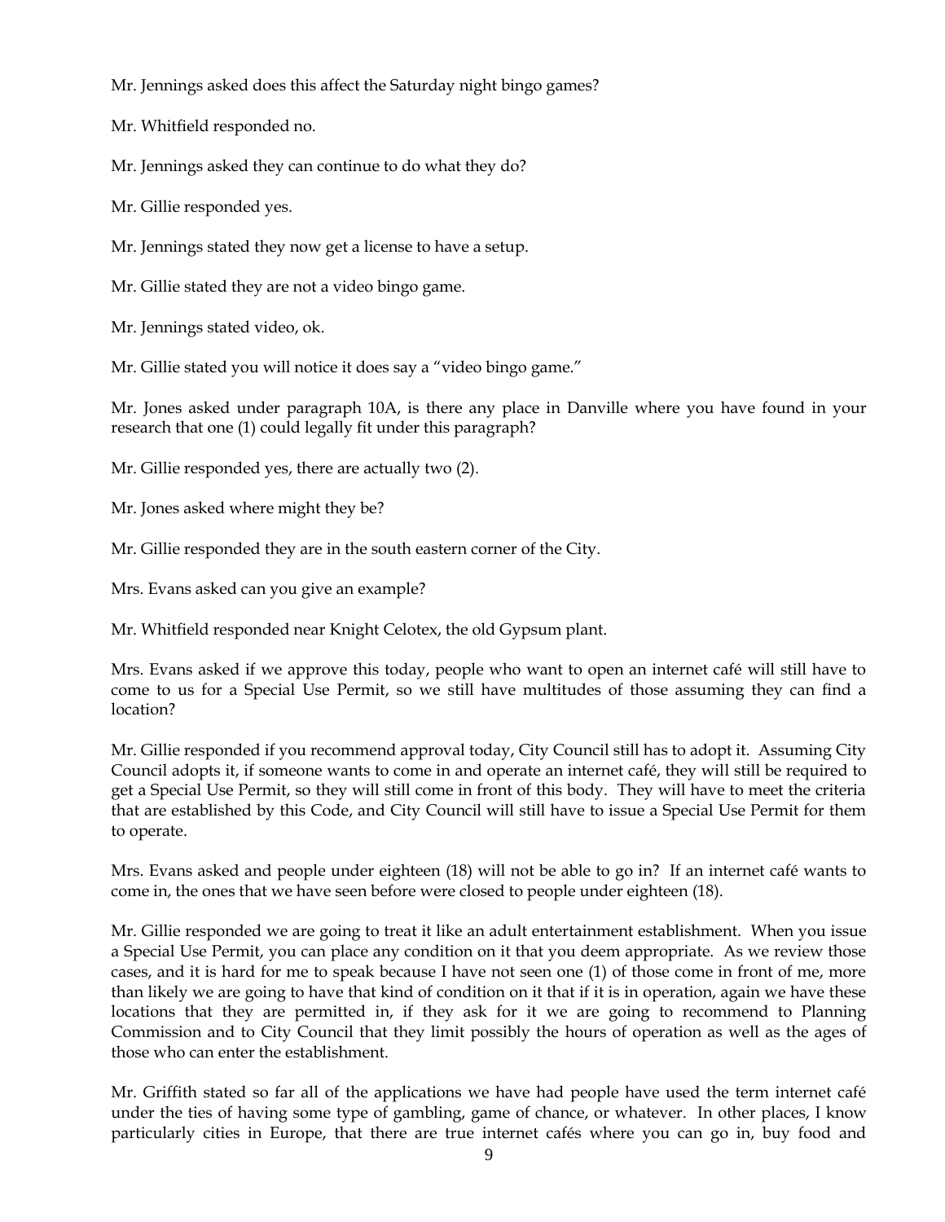Mr. Jennings asked does this affect the Saturday night bingo games?

Mr. Whitfield responded no.

Mr. Jennings asked they can continue to do what they do?

Mr. Gillie responded yes.

Mr. Jennings stated they now get a license to have a setup.

Mr. Gillie stated they are not a video bingo game.

Mr. Jennings stated video, ok.

Mr. Gillie stated you will notice it does say a "video bingo game."

Mr. Jones asked under paragraph 10A, is there any place in Danville where you have found in your research that one (1) could legally fit under this paragraph?

Mr. Gillie responded yes, there are actually two (2).

Mr. Jones asked where might they be?

Mr. Gillie responded they are in the south eastern corner of the City.

Mrs. Evans asked can you give an example?

Mr. Whitfield responded near Knight Celotex, the old Gypsum plant.

Mrs. Evans asked if we approve this today, people who want to open an internet café will still have to come to us for a Special Use Permit, so we still have multitudes of those assuming they can find a location?

Mr. Gillie responded if you recommend approval today, City Council still has to adopt it. Assuming City Council adopts it, if someone wants to come in and operate an internet café, they will still be required to get a Special Use Permit, so they will still come in front of this body. They will have to meet the criteria that are established by this Code, and City Council will still have to issue a Special Use Permit for them to operate.

Mrs. Evans asked and people under eighteen (18) will not be able to go in? If an internet café wants to come in, the ones that we have seen before were closed to people under eighteen (18).

Mr. Gillie responded we are going to treat it like an adult entertainment establishment. When you issue a Special Use Permit, you can place any condition on it that you deem appropriate. As we review those cases, and it is hard for me to speak because I have not seen one (1) of those come in front of me, more than likely we are going to have that kind of condition on it that if it is in operation, again we have these locations that they are permitted in, if they ask for it we are going to recommend to Planning Commission and to City Council that they limit possibly the hours of operation as well as the ages of those who can enter the establishment.

Mr. Griffith stated so far all of the applications we have had people have used the term internet café under the ties of having some type of gambling, game of chance, or whatever. In other places, I know particularly cities in Europe, that there are true internet cafés where you can go in, buy food and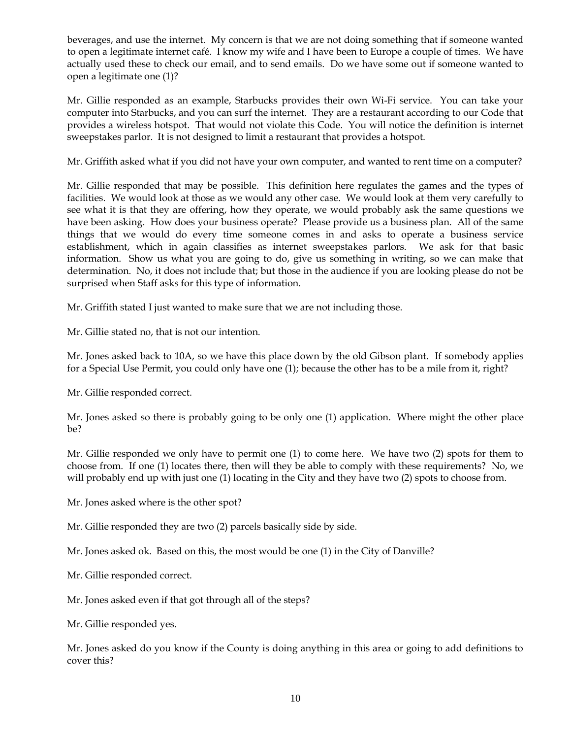beverages, and use the internet. My concern is that we are not doing something that if someone wanted to open a legitimate internet café. I know my wife and I have been to Europe a couple of times. We have actually used these to check our email, and to send emails. Do we have some out if someone wanted to open a legitimate one (1)?

Mr. Gillie responded as an example, Starbucks provides their own Wi-Fi service. You can take your computer into Starbucks, and you can surf the internet. They are a restaurant according to our Code that provides a wireless hotspot. That would not violate this Code. You will notice the definition is internet sweepstakes parlor. It is not designed to limit a restaurant that provides a hotspot.

Mr. Griffith asked what if you did not have your own computer, and wanted to rent time on a computer?

Mr. Gillie responded that may be possible. This definition here regulates the games and the types of facilities. We would look at those as we would any other case. We would look at them very carefully to see what it is that they are offering, how they operate, we would probably ask the same questions we have been asking. How does your business operate? Please provide us a business plan. All of the same things that we would do every time someone comes in and asks to operate a business service establishment, which in again classifies as internet sweepstakes parlors. We ask for that basic information. Show us what you are going to do, give us something in writing, so we can make that determination. No, it does not include that; but those in the audience if you are looking please do not be surprised when Staff asks for this type of information.

Mr. Griffith stated I just wanted to make sure that we are not including those.

Mr. Gillie stated no, that is not our intention.

Mr. Jones asked back to 10A, so we have this place down by the old Gibson plant. If somebody applies for a Special Use Permit, you could only have one (1); because the other has to be a mile from it, right?

Mr. Gillie responded correct.

Mr. Jones asked so there is probably going to be only one (1) application. Where might the other place be?

Mr. Gillie responded we only have to permit one (1) to come here. We have two (2) spots for them to choose from. If one (1) locates there, then will they be able to comply with these requirements? No, we will probably end up with just one (1) locating in the City and they have two (2) spots to choose from.

Mr. Jones asked where is the other spot?

Mr. Gillie responded they are two (2) parcels basically side by side.

Mr. Jones asked ok. Based on this, the most would be one (1) in the City of Danville?

Mr. Gillie responded correct.

Mr. Jones asked even if that got through all of the steps?

Mr. Gillie responded yes.

Mr. Jones asked do you know if the County is doing anything in this area or going to add definitions to cover this?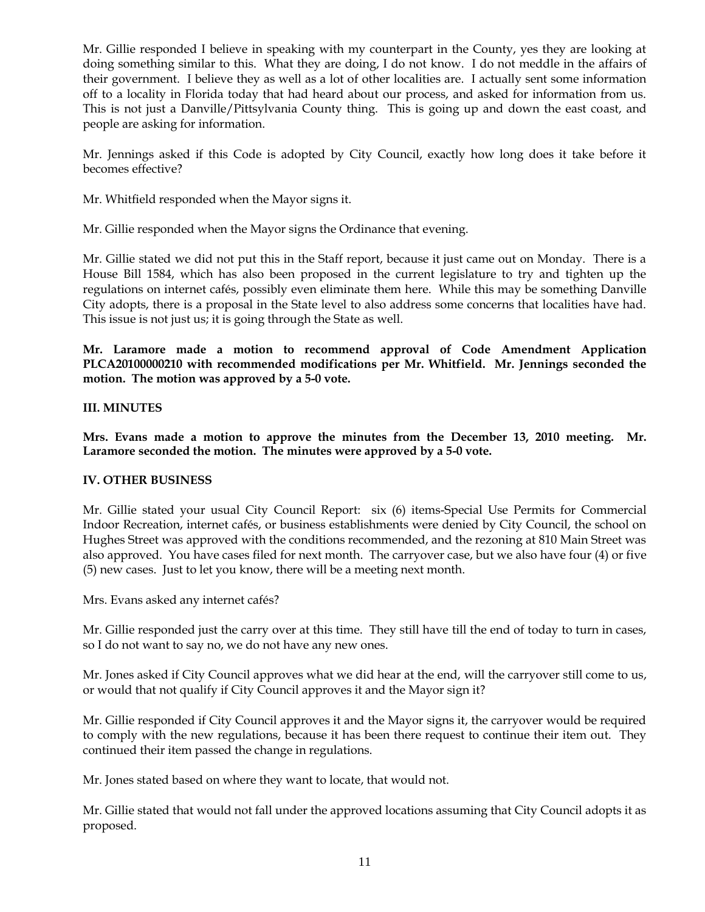Mr. Gillie responded I believe in speaking with my counterpart in the County, yes they are looking at doing something similar to this. What they are doing, I do not know. I do not meddle in the affairs of their government. I believe they as well as a lot of other localities are. I actually sent some information off to a locality in Florida today that had heard about our process, and asked for information from us. This is not just a Danville/Pittsylvania County thing. This is going up and down the east coast, and people are asking for information.

Mr. Jennings asked if this Code is adopted by City Council, exactly how long does it take before it becomes effective?

Mr. Whitfield responded when the Mayor signs it.

Mr. Gillie responded when the Mayor signs the Ordinance that evening.

Mr. Gillie stated we did not put this in the Staff report, because it just came out on Monday. There is a House Bill 1584, which has also been proposed in the current legislature to try and tighten up the regulations on internet cafés, possibly even eliminate them here. While this may be something Danville City adopts, there is a proposal in the State level to also address some concerns that localities have had. This issue is not just us; it is going through the State as well.

**Mr. Laramore made a motion to recommend approval of Code Amendment Application PLCA20100000210 with recommended modifications per Mr. Whitfield. Mr. Jennings seconded the motion. The motion was approved by a 5-0 vote.**

## III. MINUTES

**Mrs. Evans made a motion to approve the minutes from the December 13, 2010 meeting. Mr. Laramore seconded the motion. The minutes were approved by a 5-0 vote.**

## IV. OTHER BUSINESS

Mr. Gillie stated your usual City Council Report: six (6) items-Special Use Permits for Commercial Indoor Recreation, internet cafés, or business establishments were denied by City Council, the school on Hughes Street was approved with the conditions recommended, and the rezoning at 810 Main Street was also approved. You have cases filed for next month. The carryover case, but we also have four (4) or five (5) new cases. Just to let you know, there will be a meeting next month.

Mrs. Evans asked any internet cafés?

Mr. Gillie responded just the carry over at this time. They still have till the end of today to turn in cases, so I do not want to say no, we do not have any new ones.

Mr. Jones asked if City Council approves what we did hear at the end, will the carryover still come to us, or would that not qualify if City Council approves it and the Mayor sign it?

Mr. Gillie responded if City Council approves it and the Mayor signs it, the carryover would be required to comply with the new regulations, because it has been there request to continue their item out. They continued their item passed the change in regulations.

Mr. Jones stated based on where they want to locate, that would not.

Mr. Gillie stated that would not fall under the approved locations assuming that City Council adopts it as proposed.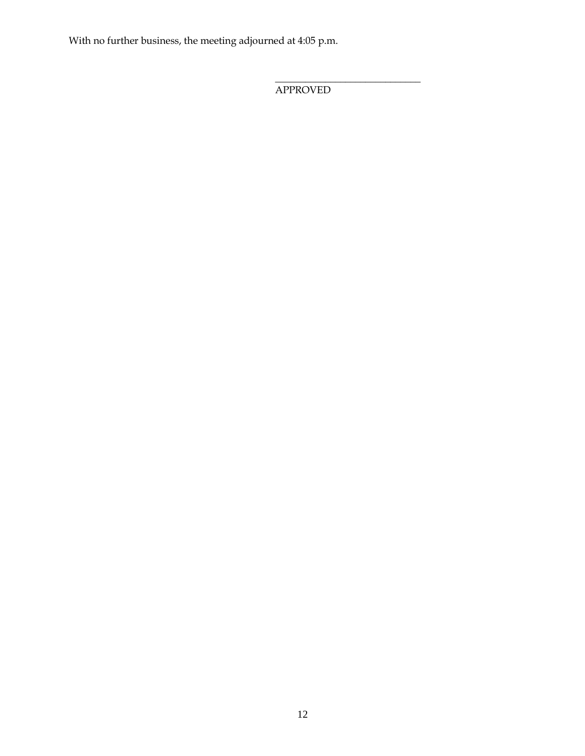With no further business, the meeting adjourned at 4:05 p.m.

\_\_\_\_\_\_\_\_\_\_\_\_\_\_\_\_\_\_\_\_\_\_\_\_\_\_\_\_\_\_
APPROVED